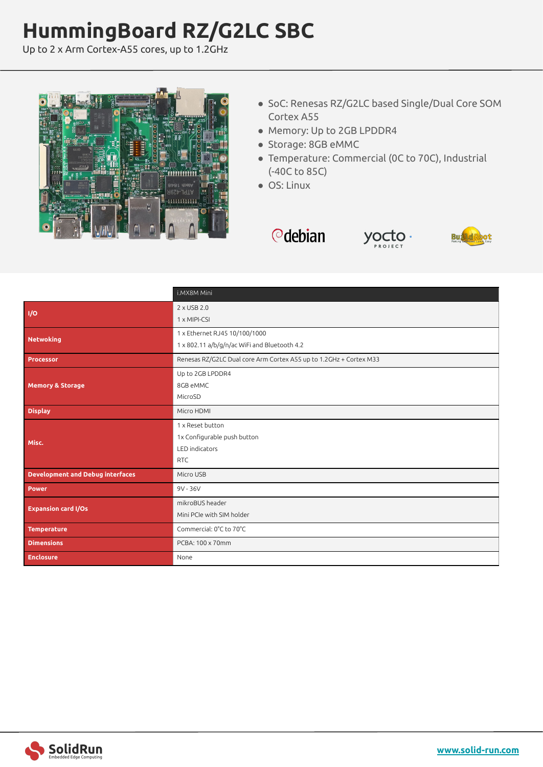# HummingBoard RZ/G2LC SBC

Up to 2 x Arm Cortex-A55 cores, up to 1.2GHz

- SoC: Renesas RZ/G2LC based Single/Dual Core SOM Cortex A55
- Memory: Up to 2GB LPDDR4
- Storage: 8GB eMMC
- Temperature: Commercial (0C to 70C), Industrial (-40C to 85C)
- OS: Linux

| | i.MX8M Mini |
|---|---|
| **I/O** | 2 x USB 2.0<br>1 x MIPI-CSI |
| **Netwoking** | 1 x Ethernet RJ45 10/100/1000<br>1 x 802.11 a/b/g/n/ac WiFi and Bluetooth 4.2 |
| **Processor** | Renesas RZ/G2LC Dual core Arm Cortex A55 up to 1.2GHz + Cortex M33 |
| **Memory & Storage** | Up to 2GB LPDDR4<br>8GB eMMC<br>MicroSD |
| **Display** | Micro HDMI |
| **Misc.** | 1 x Reset button<br>1x Configurable push button<br>LED indicators<br>RTC |
| **Development and Debug interfaces** | Micro USB |
| **Power** | 9V - 36V |
| **Expansion card I/Os** | mikroBUS header<br>Mini PCIe with SIM holder |
| **Temperature** | Commercial: 0°C to 70°C |
| **Dimensions** | PCBA: 100 x 70mm |
| **Enclosure** | None |

www.solid-run.com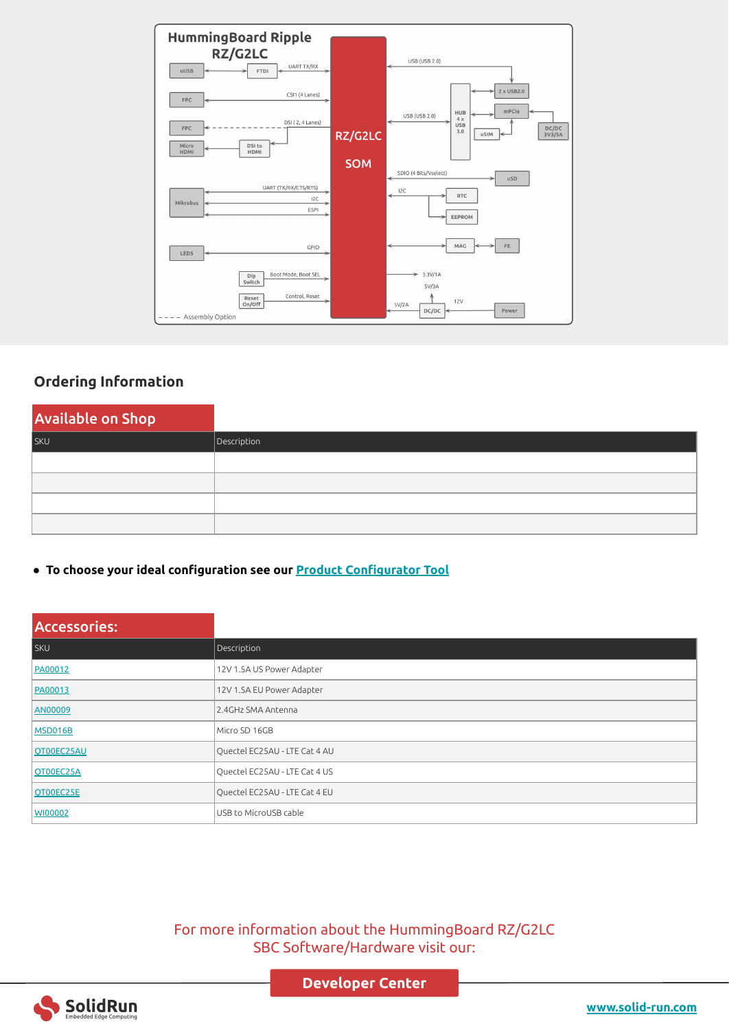HummingBoard Ripple RZ/G2LC

RZ/G2LC SOM

uUSB
FTDI
UART TX/RX
FPC
CSI1 (4 Lanes)
FPC
DSI ( 2, 4 Lanes)
Micro HDMI
DSI to HDMI
Mikrobus
UART (TX/RX/CTS/RTS)
I2C
ESPI
LEDS
GPIO
Dip Switch
Boot Mode, Boot SEL
Reset On/Off
Control, Reset
Assembly Option
USB (USB 2.0)
2 x USB2.0
USB (USB 2.0)
HUB 4 x USB 3.0
mPCIe
uSIM
DC/DC 3V3/5A
SDIO (4 Bits/Vselect)
uSD
I2C
RTC
EEPROM
MAG
FE
3.3V/1A
5V/3A
5V/2A
DC/DC
12V
Power

## Ordering Information

## Available on Shop

| SKU | Description |
|---|---|
| | |
| | |
| | |
| | |

- **To choose your ideal configuration see our Product Configurator Tool**

## Accessories:

| SKU | Description |
|---|---|
| PA00012 | 12V 1.5A US Power Adapter |
| PA00013 | 12V 1.5A EU Power Adapter |
| AN00009 | 2.4GHz SMA Antenna |
| MSD016B | Micro SD 16GB |
| QT00EC25AU | Quectel EC25AU - LTE Cat 4 AU |
| QT00EC25A | Quectel EC25AU - LTE Cat 4 US |
| QT00EC25E | Quectel EC25AU - LTE Cat 4 EU |
| WI00002 | USB to MicroUSB cable |

For more information about the HummingBoard RZ/G2LC SBC Software/Hardware visit our:

**Developer Center**

SolidRun Embedded Edge Computing

www.solid-run.com